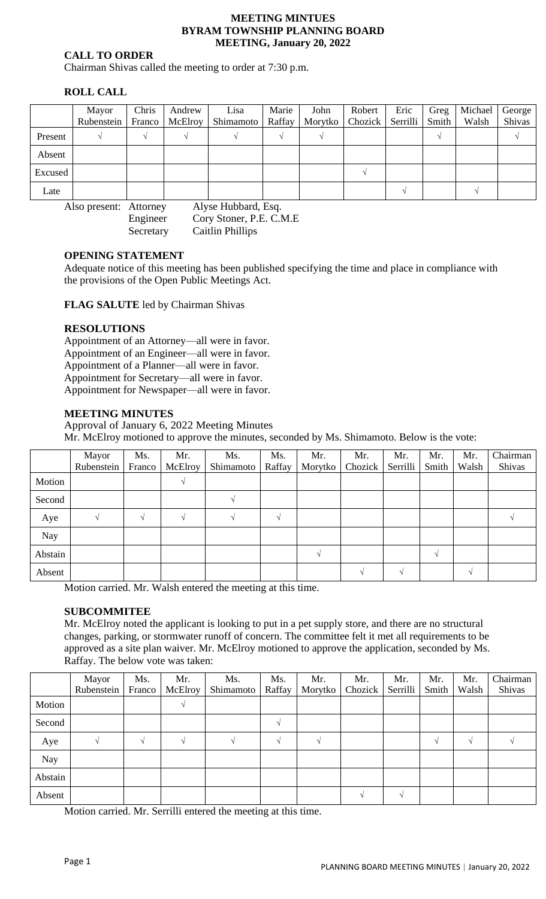**MEETING MINTUES**
**BYRAM TOWNSHIP PLANNING BOARD**
**MEETING, January 20, 2022**

**CALL TO ORDER**

Chairman Shivas called the meeting to order at 7:30 p.m.

**ROLL CALL**

| | Mayor Rubenstein | Chris Franco | Andrew McElroy | Lisa Shimamoto | Marie Raffay | John Morytko | Robert Chozick | Eric Serrilli | Greg Smith | Michael Walsh | George Shivas |
|---|---|---|---|---|---|---|---|---|---|---|---|
| Present | √ | √ | √ | √ | √ | √ | | | √ | | √ |
| Absent | | | | | | | | | | | |
| Excused | | | | | | | √ | | | | |
| Late | | | | | | | | √ | | √ | |

Also present: Attorney Alyse Hubbard, Esq.
Engineer Cory Stoner, P.E. C.M.E
Secretary Caitlin Phillips

**OPENING STATEMENT**

Adequate notice of this meeting has been published specifying the time and place in compliance with the provisions of the Open Public Meetings Act.

**FLAG SALUTE** led by Chairman Shivas

**RESOLUTIONS**

Appointment of an Attorney—all were in favor.
Appointment of an Engineer—all were in favor.
Appointment of a Planner—all were in favor.
Appointment for Secretary—all were in favor.
Appointment for Newspaper—all were in favor.

**MEETING MINUTES**

Approval of January 6, 2022 Meeting Minutes
Mr. McElroy motioned to approve the minutes, seconded by Ms. Shimamoto. Below is the vote:

| | Mayor Rubenstein | Ms. Franco | Mr. McElroy | Ms. Shimamoto | Ms. Raffay | Mr. Morytko | Mr. Chozick | Mr. Serrilli | Mr. Smith | Mr. Walsh | Chairman Shivas |
|---|---|---|---|---|---|---|---|---|---|---|---|
| Motion | | | √ | | | | | | | | |
| Second | | | | √ | | | | | | | |
| Aye | √ | √ | √ | √ | √ | | | | | | √ |
| Nay | | | | | | | | | | | |
| Abstain | | | | | | √ | | | √ | | |
| Absent | | | | | | | √ | √ | | √ | |

Motion carried. Mr. Walsh entered the meeting at this time.

**SUBCOMMITEE**

Mr. McElroy noted the applicant is looking to put in a pet supply store, and there are no structural changes, parking, or stormwater runoff of concern. The committee felt it met all requirements to be approved as a site plan waiver. Mr. McElroy motioned to approve the application, seconded by Ms. Raffay. The below vote was taken:

| | Mayor Rubenstein | Ms. Franco | Mr. McElroy | Ms. Shimamoto | Ms. Raffay | Mr. Morytko | Mr. Chozick | Mr. Serrilli | Mr. Smith | Mr. Walsh | Chairman Shivas |
|---|---|---|---|---|---|---|---|---|---|---|---|
| Motion | | | √ | | | | | | | | |
| Second | | | | | √ | | | | | | |
| Aye | √ | √ | √ | √ | √ | √ | | | √ | √ | √ |
| Nay | | | | | | | | | | | |
| Abstain | | | | | | | | | | | |
| Absent | | | | | | | √ | √ | | | |

Motion carried. Mr. Serrilli entered the meeting at this time.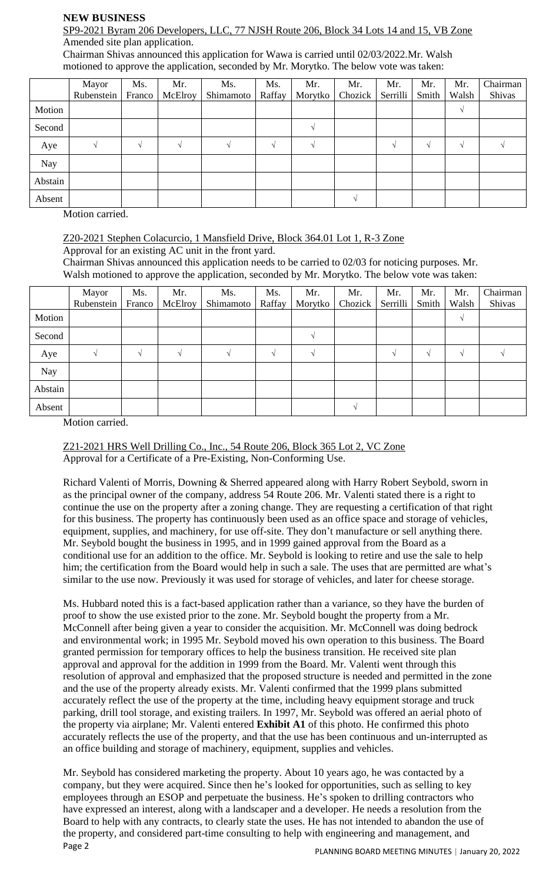**NEW BUSINESS**

SP9-2021 Byram 206 Developers, LLC, 77 NJSH Route 206, Block 34 Lots 14 and 15, VB Zone

Amended site plan application.

Chairman Shivas announced this application for Wawa is carried until 02/03/2022.Mr. Walsh motioned to approve the application, seconded by Mr. Morytko. The below vote was taken:

| | Mayor Rubenstein | Ms. Franco | Mr. McElroy | Ms. Shimamoto | Ms. Raffay | Mr. Morytko | Mr. Chozick | Mr. Serrilli | Mr. Smith | Mr. Walsh | Chairman Shivas |
|---|---|---|---|---|---|---|---|---|---|---|---|
| Motion | | | | | | | | | | √ | |
| Second | | | | | | √ | | | | | |
| Aye | √ | √ | √ | √ | √ | √ | | √ | √ | √ | √ |
| Nay | | | | | | | | | | | |
| Abstain | | | | | | | | | | | |
| Absent | | | | | | | √ | | | | |

Motion carried.

Z20-2021 Stephen Colacurcio, 1 Mansfield Drive, Block 364.01 Lot 1, R-3 Zone

Approval for an existing AC unit in the front yard.

Chairman Shivas announced this application needs to be carried to 02/03 for noticing purposes. Mr. Walsh motioned to approve the application, seconded by Mr. Morytko. The below vote was taken:

| | Mayor Rubenstein | Ms. Franco | Mr. McElroy | Ms. Shimamoto | Ms. Raffay | Mr. Morytko | Mr. Chozick | Mr. Serrilli | Mr. Smith | Mr. Walsh | Chairman Shivas |
|---|---|---|---|---|---|---|---|---|---|---|---|
| Motion | | | | | | | | | | √ | |
| Second | | | | | | √ | | | | | |
| Aye | √ | √ | √ | √ | √ | √ | | √ | √ | √ | √ |
| Nay | | | | | | | | | | | |
| Abstain | | | | | | | | | | | |
| Absent | | | | | | | √ | | | | |

Motion carried.

Z21-2021 HRS Well Drilling Co., Inc., 54 Route 206, Block 365 Lot 2, VC Zone

Approval for a Certificate of a Pre-Existing, Non-Conforming Use.

Richard Valenti of Morris, Downing & Sherred appeared along with Harry Robert Seybold, sworn in as the principal owner of the company, address 54 Route 206. Mr. Valenti stated there is a right to continue the use on the property after a zoning change. They are requesting a certification of that right for this business. The property has continuously been used as an office space and storage of vehicles, equipment, supplies, and machinery, for use off-site. They don't manufacture or sell anything there. Mr. Seybold bought the business in 1995, and in 1999 gained approval from the Board as a conditional use for an addition to the office. Mr. Seybold is looking to retire and use the sale to help him; the certification from the Board would help in such a sale. The uses that are permitted are what's similar to the use now. Previously it was used for storage of vehicles, and later for cheese storage.

Ms. Hubbard noted this is a fact-based application rather than a variance, so they have the burden of proof to show the use existed prior to the zone. Mr. Seybold bought the property from a Mr. McConnell after being given a year to consider the acquisition. Mr. McConnell was doing bedrock and environmental work; in 1995 Mr. Seybold moved his own operation to this business. The Board granted permission for temporary offices to help the business transition. He received site plan approval and approval for the addition in 1999 from the Board. Mr. Valenti went through this resolution of approval and emphasized that the proposed structure is needed and permitted in the zone and the use of the property already exists. Mr. Valenti confirmed that the 1999 plans submitted accurately reflect the use of the property at the time, including heavy equipment storage and truck parking, drill tool storage, and existing trailers. In 1997, Mr. Seybold was offered an aerial photo of the property via airplane; Mr. Valenti entered **Exhibit A1** of this photo. He confirmed this photo accurately reflects the use of the property, and that the use has been continuous and un-interrupted as an office building and storage of machinery, equipment, supplies and vehicles.

Mr. Seybold has considered marketing the property. About 10 years ago, he was contacted by a company, but they were acquired. Since then he's looked for opportunities, such as selling to key employees through an ESOP and perpetuate the business. He's spoken to drilling contractors who have expressed an interest, along with a landscaper and a developer. He needs a resolution from the Board to help with any contracts, to clearly state the uses. He has not intended to abandon the use of the property, and considered part-time consulting to help with engineering and management, and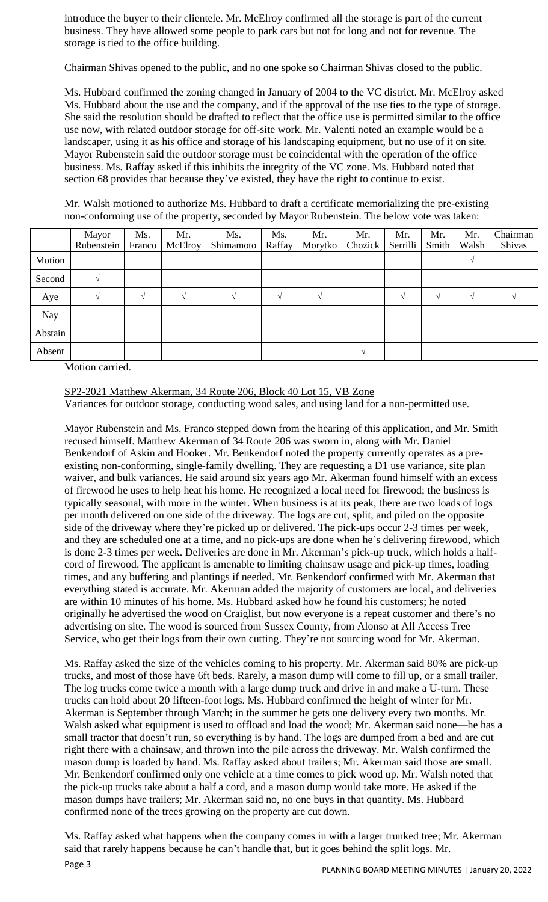introduce the buyer to their clientele. Mr. McElroy confirmed all the storage is part of the current business. They have allowed some people to park cars but not for long and not for revenue. The storage is tied to the office building.

Chairman Shivas opened to the public, and no one spoke so Chairman Shivas closed to the public.

Ms. Hubbard confirmed the zoning changed in January of 2004 to the VC district. Mr. McElroy asked Ms. Hubbard about the use and the company, and if the approval of the use ties to the type of storage. She said the resolution should be drafted to reflect that the office use is permitted similar to the office use now, with related outdoor storage for off-site work. Mr. Valenti noted an example would be a landscaper, using it as his office and storage of his landscaping equipment, but no use of it on site. Mayor Rubenstein said the outdoor storage must be coincidental with the operation of the office business. Ms. Raffay asked if this inhibits the integrity of the VC zone. Ms. Hubbard noted that section 68 provides that because they've existed, they have the right to continue to exist.

Mr. Walsh motioned to authorize Ms. Hubbard to draft a certificate memorializing the pre-existing non-conforming use of the property, seconded by Mayor Rubenstein. The below vote was taken:

| | Mayor Rubenstein | Ms. Franco | Mr. McElroy | Ms. Shimamoto | Ms. Raffay | Mr. Morytko | Mr. Chozick | Mr. Serrilli | Mr. Smith | Mr. Walsh | Chairman Shivas |
|---|---|---|---|---|---|---|---|---|---|---|---|
| Motion | | | | | | | | | | √ | |
| Second | √ | | | | | | | | | | |
| Aye | √ | √ | √ | √ | √ | √ | | √ | √ | √ | √ |
| Nay | | | | | | | | | | | |
| Abstain | | | | | | | | | | | |
| Absent | | | | | | | √ | | | | |

Motion carried.

SP2-2021 Matthew Akerman, 34 Route 206, Block 40 Lot 15, VB Zone
Variances for outdoor storage, conducting wood sales, and using land for a non-permitted use.

Mayor Rubenstein and Ms. Franco stepped down from the hearing of this application, and Mr. Smith recused himself. Matthew Akerman of 34 Route 206 was sworn in, along with Mr. Daniel Benkendorf of Askin and Hooker. Mr. Benkendorf noted the property currently operates as a pre-existing non-conforming, single-family dwelling. They are requesting a D1 use variance, site plan waiver, and bulk variances. He said around six years ago Mr. Akerman found himself with an excess of firewood he uses to help heat his home. He recognized a local need for firewood; the business is typically seasonal, with more in the winter. When business is at its peak, there are two loads of logs per month delivered on one side of the driveway. The logs are cut, split, and piled on the opposite side of the driveway where they're picked up or delivered. The pick-ups occur 2-3 times per week, and they are scheduled one at a time, and no pick-ups are done when he's delivering firewood, which is done 2-3 times per week. Deliveries are done in Mr. Akerman's pick-up truck, which holds a half-cord of firewood. The applicant is amenable to limiting chainsaw usage and pick-up times, loading times, and any buffering and plantings if needed. Mr. Benkendorf confirmed with Mr. Akerman that everything stated is accurate. Mr. Akerman added the majority of customers are local, and deliveries are within 10 minutes of his home. Ms. Hubbard asked how he found his customers; he noted originally he advertised the wood on Craiglist, but now everyone is a repeat customer and there's no advertising on site. The wood is sourced from Sussex County, from Alonso at All Access Tree Service, who get their logs from their own cutting. They're not sourcing wood for Mr. Akerman.

Ms. Raffay asked the size of the vehicles coming to his property. Mr. Akerman said 80% are pick-up trucks, and most of those have 6ft beds. Rarely, a mason dump will come to fill up, or a small trailer. The log trucks come twice a month with a large dump truck and drive in and make a U-turn. These trucks can hold about 20 fifteen-foot logs. Ms. Hubbard confirmed the height of winter for Mr. Akerman is September through March; in the summer he gets one delivery every two months. Mr. Walsh asked what equipment is used to offload and load the wood; Mr. Akerman said none—he has a small tractor that doesn't run, so everything is by hand. The logs are dumped from a bed and are cut right there with a chainsaw, and thrown into the pile across the driveway. Mr. Walsh confirmed the mason dump is loaded by hand. Ms. Raffay asked about trailers; Mr. Akerman said those are small. Mr. Benkendorf confirmed only one vehicle at a time comes to pick wood up. Mr. Walsh noted that the pick-up trucks take about a half a cord, and a mason dump would take more. He asked if the mason dumps have trailers; Mr. Akerman said no, no one buys in that quantity. Ms. Hubbard confirmed none of the trees growing on the property are cut down.

Ms. Raffay asked what happens when the company comes in with a larger trunked tree; Mr. Akerman said that rarely happens because he can't handle that, but it goes behind the split logs. Mr.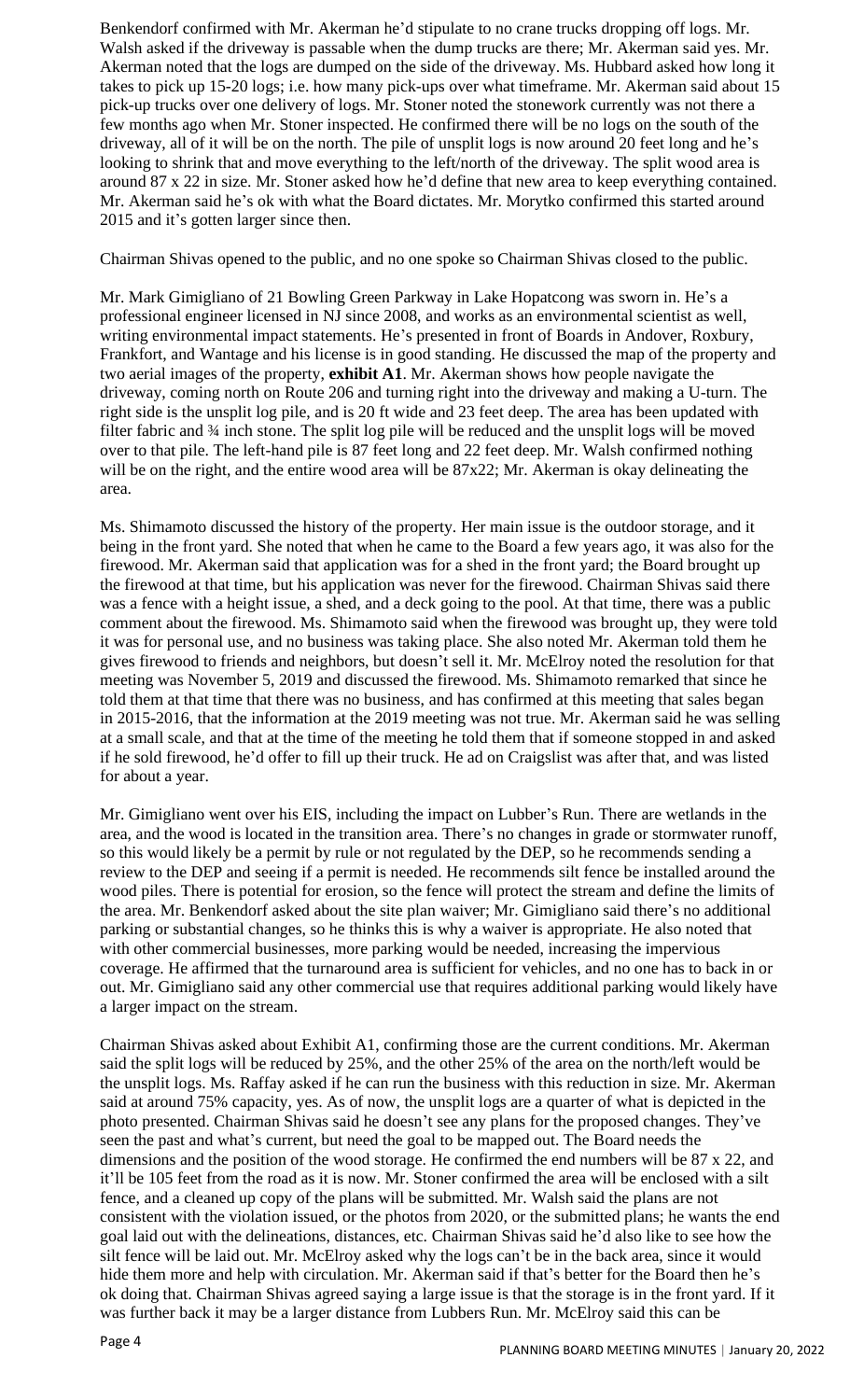Benkendorf confirmed with Mr. Akerman he'd stipulate to no crane trucks dropping off logs. Mr. Walsh asked if the driveway is passable when the dump trucks are there; Mr. Akerman said yes. Mr. Akerman noted that the logs are dumped on the side of the driveway. Ms. Hubbard asked how long it takes to pick up 15-20 logs; i.e. how many pick-ups over what timeframe. Mr. Akerman said about 15 pick-up trucks over one delivery of logs. Mr. Stoner noted the stonework currently was not there a few months ago when Mr. Stoner inspected. He confirmed there will be no logs on the south of the driveway, all of it will be on the north. The pile of unsplit logs is now around 20 feet long and he's looking to shrink that and move everything to the left/north of the driveway. The split wood area is around 87 x 22 in size. Mr. Stoner asked how he'd define that new area to keep everything contained. Mr. Akerman said he's ok with what the Board dictates. Mr. Morytko confirmed this started around 2015 and it's gotten larger since then.

Chairman Shivas opened to the public, and no one spoke so Chairman Shivas closed to the public.

Mr. Mark Gimigliano of 21 Bowling Green Parkway in Lake Hopatcong was sworn in. He's a professional engineer licensed in NJ since 2008, and works as an environmental scientist as well, writing environmental impact statements. He's presented in front of Boards in Andover, Roxbury, Frankfort, and Wantage and his license is in good standing. He discussed the map of the property and two aerial images of the property, **exhibit A1**. Mr. Akerman shows how people navigate the driveway, coming north on Route 206 and turning right into the driveway and making a U-turn. The right side is the unsplit log pile, and is 20 ft wide and 23 feet deep. The area has been updated with filter fabric and ¾ inch stone. The split log pile will be reduced and the unsplit logs will be moved over to that pile. The left-hand pile is 87 feet long and 22 feet deep. Mr. Walsh confirmed nothing will be on the right, and the entire wood area will be 87x22; Mr. Akerman is okay delineating the area.

Ms. Shimamoto discussed the history of the property. Her main issue is the outdoor storage, and it being in the front yard. She noted that when he came to the Board a few years ago, it was also for the firewood. Mr. Akerman said that application was for a shed in the front yard; the Board brought up the firewood at that time, but his application was never for the firewood. Chairman Shivas said there was a fence with a height issue, a shed, and a deck going to the pool. At that time, there was a public comment about the firewood. Ms. Shimamoto said when the firewood was brought up, they were told it was for personal use, and no business was taking place. She also noted Mr. Akerman told them he gives firewood to friends and neighbors, but doesn't sell it. Mr. McElroy noted the resolution for that meeting was November 5, 2019 and discussed the firewood. Ms. Shimamoto remarked that since he told them at that time that there was no business, and has confirmed at this meeting that sales began in 2015-2016, that the information at the 2019 meeting was not true. Mr. Akerman said he was selling at a small scale, and that at the time of the meeting he told them that if someone stopped in and asked if he sold firewood, he'd offer to fill up their truck. He ad on Craigslist was after that, and was listed for about a year.

Mr. Gimigliano went over his EIS, including the impact on Lubber's Run. There are wetlands in the area, and the wood is located in the transition area. There's no changes in grade or stormwater runoff, so this would likely be a permit by rule or not regulated by the DEP, so he recommends sending a review to the DEP and seeing if a permit is needed. He recommends silt fence be installed around the wood piles. There is potential for erosion, so the fence will protect the stream and define the limits of the area. Mr. Benkendorf asked about the site plan waiver; Mr. Gimigliano said there's no additional parking or substantial changes, so he thinks this is why a waiver is appropriate. He also noted that with other commercial businesses, more parking would be needed, increasing the impervious coverage. He affirmed that the turnaround area is sufficient for vehicles, and no one has to back in or out. Mr. Gimigliano said any other commercial use that requires additional parking would likely have a larger impact on the stream.

Chairman Shivas asked about Exhibit A1, confirming those are the current conditions. Mr. Akerman said the split logs will be reduced by 25%, and the other 25% of the area on the north/left would be the unsplit logs. Ms. Raffay asked if he can run the business with this reduction in size. Mr. Akerman said at around 75% capacity, yes. As of now, the unsplit logs are a quarter of what is depicted in the photo presented. Chairman Shivas said he doesn't see any plans for the proposed changes. They've seen the past and what's current, but need the goal to be mapped out. The Board needs the dimensions and the position of the wood storage. He confirmed the end numbers will be 87 x 22, and it'll be 105 feet from the road as it is now. Mr. Stoner confirmed the area will be enclosed with a silt fence, and a cleaned up copy of the plans will be submitted. Mr. Walsh said the plans are not consistent with the violation issued, or the photos from 2020, or the submitted plans; he wants the end goal laid out with the delineations, distances, etc. Chairman Shivas said he'd also like to see how the silt fence will be laid out. Mr. McElroy asked why the logs can't be in the back area, since it would hide them more and help with circulation. Mr. Akerman said if that's better for the Board then he's ok doing that. Chairman Shivas agreed saying a large issue is that the storage is in the front yard. If it was further back it may be a larger distance from Lubbers Run. Mr. McElroy said this can be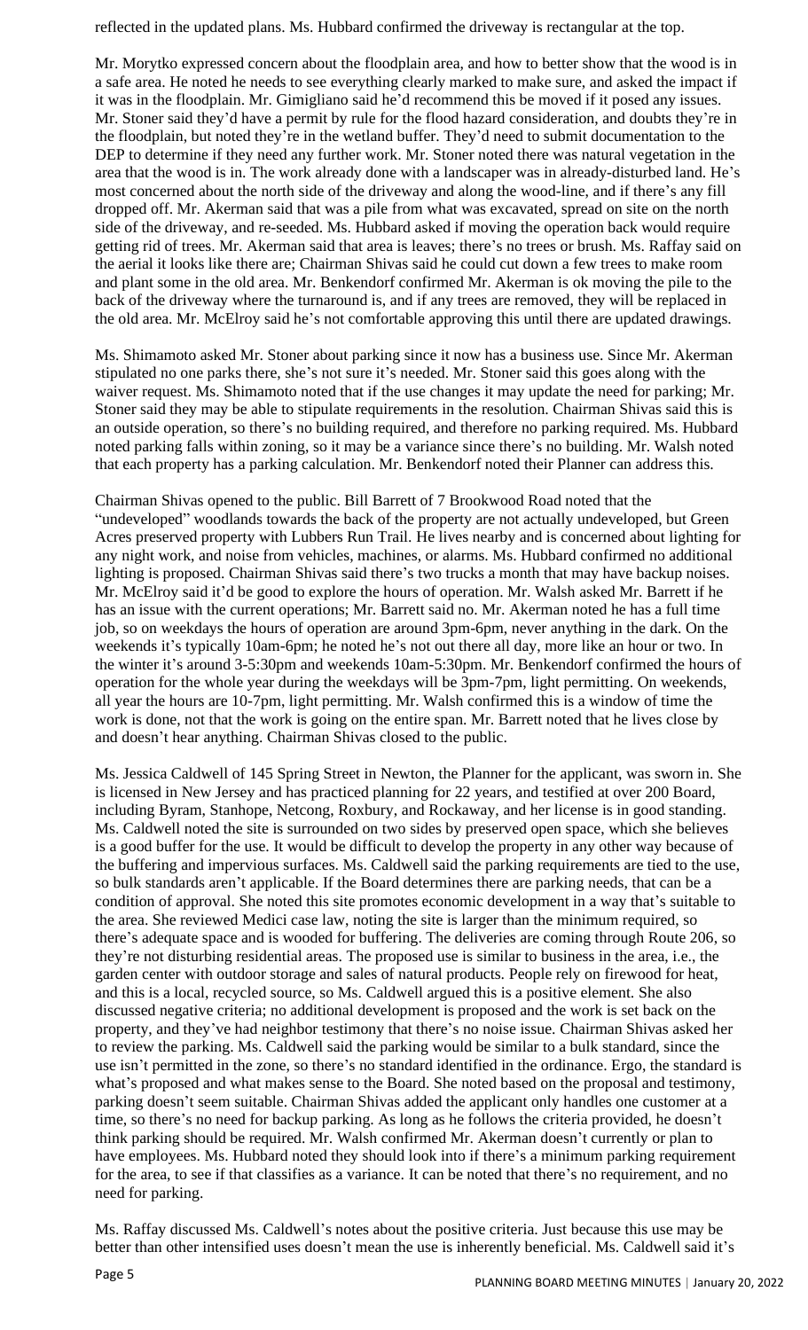reflected in the updated plans. Ms. Hubbard confirmed the driveway is rectangular at the top.

Mr. Morytko expressed concern about the floodplain area, and how to better show that the wood is in a safe area. He noted he needs to see everything clearly marked to make sure, and asked the impact if it was in the floodplain. Mr. Gimigliano said he'd recommend this be moved if it posed any issues. Mr. Stoner said they'd have a permit by rule for the flood hazard consideration, and doubts they're in the floodplain, but noted they're in the wetland buffer. They'd need to submit documentation to the DEP to determine if they need any further work. Mr. Stoner noted there was natural vegetation in the area that the wood is in. The work already done with a landscaper was in already-disturbed land. He's most concerned about the north side of the driveway and along the wood-line, and if there's any fill dropped off. Mr. Akerman said that was a pile from what was excavated, spread on site on the north side of the driveway, and re-seeded. Ms. Hubbard asked if moving the operation back would require getting rid of trees. Mr. Akerman said that area is leaves; there's no trees or brush. Ms. Raffay said on the aerial it looks like there are; Chairman Shivas said he could cut down a few trees to make room and plant some in the old area. Mr. Benkendorf confirmed Mr. Akerman is ok moving the pile to the back of the driveway where the turnaround is, and if any trees are removed, they will be replaced in the old area. Mr. McElroy said he's not comfortable approving this until there are updated drawings.

Ms. Shimamoto asked Mr. Stoner about parking since it now has a business use. Since Mr. Akerman stipulated no one parks there, she's not sure it's needed. Mr. Stoner said this goes along with the waiver request. Ms. Shimamoto noted that if the use changes it may update the need for parking; Mr. Stoner said they may be able to stipulate requirements in the resolution. Chairman Shivas said this is an outside operation, so there's no building required, and therefore no parking required. Ms. Hubbard noted parking falls within zoning, so it may be a variance since there's no building. Mr. Walsh noted that each property has a parking calculation. Mr. Benkendorf noted their Planner can address this.

Chairman Shivas opened to the public. Bill Barrett of 7 Brookwood Road noted that the "undeveloped" woodlands towards the back of the property are not actually undeveloped, but Green Acres preserved property with Lubbers Run Trail. He lives nearby and is concerned about lighting for any night work, and noise from vehicles, machines, or alarms. Ms. Hubbard confirmed no additional lighting is proposed. Chairman Shivas said there's two trucks a month that may have backup noises. Mr. McElroy said it'd be good to explore the hours of operation. Mr. Walsh asked Mr. Barrett if he has an issue with the current operations; Mr. Barrett said no. Mr. Akerman noted he has a full time job, so on weekdays the hours of operation are around 3pm-6pm, never anything in the dark. On the weekends it's typically 10am-6pm; he noted he's not out there all day, more like an hour or two. In the winter it's around 3-5:30pm and weekends 10am-5:30pm. Mr. Benkendorf confirmed the hours of operation for the whole year during the weekdays will be 3pm-7pm, light permitting. On weekends, all year the hours are 10-7pm, light permitting. Mr. Walsh confirmed this is a window of time the work is done, not that the work is going on the entire span. Mr. Barrett noted that he lives close by and doesn't hear anything. Chairman Shivas closed to the public.

Ms. Jessica Caldwell of 145 Spring Street in Newton, the Planner for the applicant, was sworn in. She is licensed in New Jersey and has practiced planning for 22 years, and testified at over 200 Board, including Byram, Stanhope, Netcong, Roxbury, and Rockaway, and her license is in good standing. Ms. Caldwell noted the site is surrounded on two sides by preserved open space, which she believes is a good buffer for the use. It would be difficult to develop the property in any other way because of the buffering and impervious surfaces. Ms. Caldwell said the parking requirements are tied to the use, so bulk standards aren't applicable. If the Board determines there are parking needs, that can be a condition of approval. She noted this site promotes economic development in a way that's suitable to the area. She reviewed Medici case law, noting the site is larger than the minimum required, so there's adequate space and is wooded for buffering. The deliveries are coming through Route 206, so they're not disturbing residential areas. The proposed use is similar to business in the area, i.e., the garden center with outdoor storage and sales of natural products. People rely on firewood for heat, and this is a local, recycled source, so Ms. Caldwell argued this is a positive element. She also discussed negative criteria; no additional development is proposed and the work is set back on the property, and they've had neighbor testimony that there's no noise issue. Chairman Shivas asked her to review the parking. Ms. Caldwell said the parking would be similar to a bulk standard, since the use isn't permitted in the zone, so there's no standard identified in the ordinance. Ergo, the standard is what's proposed and what makes sense to the Board. She noted based on the proposal and testimony, parking doesn't seem suitable. Chairman Shivas added the applicant only handles one customer at a time, so there's no need for backup parking. As long as he follows the criteria provided, he doesn't think parking should be required. Mr. Walsh confirmed Mr. Akerman doesn't currently or plan to have employees. Ms. Hubbard noted they should look into if there's a minimum parking requirement for the area, to see if that classifies as a variance. It can be noted that there's no requirement, and no need for parking.

Ms. Raffay discussed Ms. Caldwell's notes about the positive criteria. Just because this use may be better than other intensified uses doesn't mean the use is inherently beneficial. Ms. Caldwell said it's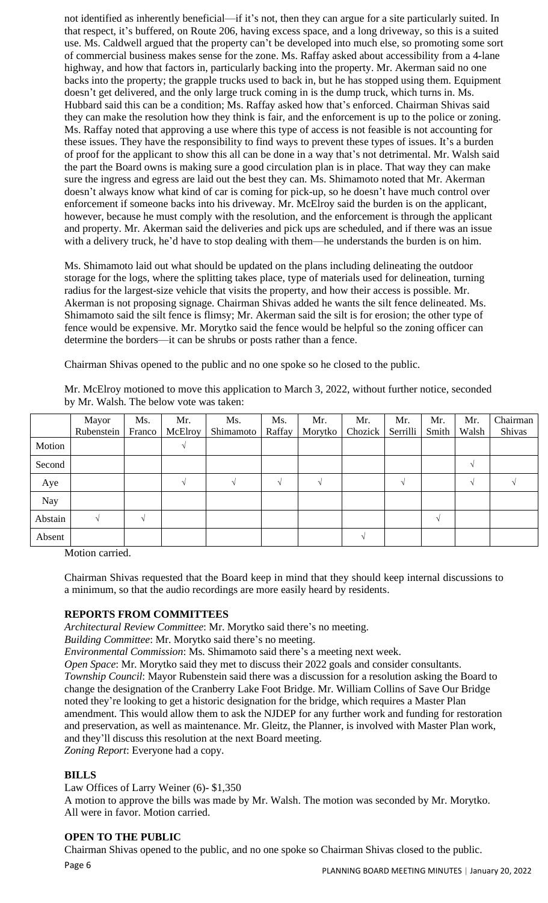not identified as inherently beneficial—if it's not, then they can argue for a site particularly suited. In that respect, it's buffered, on Route 206, having excess space, and a long driveway, so this is a suited use. Ms. Caldwell argued that the property can't be developed into much else, so promoting some sort of commercial business makes sense for the zone. Ms. Raffay asked about accessibility from a 4-lane highway, and how that factors in, particularly backing into the property. Mr. Akerman said no one backs into the property; the grapple trucks used to back in, but he has stopped using them. Equipment doesn't get delivered, and the only large truck coming in is the dump truck, which turns in. Ms. Hubbard said this can be a condition; Ms. Raffay asked how that's enforced. Chairman Shivas said they can make the resolution how they think is fair, and the enforcement is up to the police or zoning. Ms. Raffay noted that approving a use where this type of access is not feasible is not accounting for these issues. They have the responsibility to find ways to prevent these types of issues. It's a burden of proof for the applicant to show this all can be done in a way that's not detrimental. Mr. Walsh said the part the Board owns is making sure a good circulation plan is in place. That way they can make sure the ingress and egress are laid out the best they can. Ms. Shimamoto noted that Mr. Akerman doesn't always know what kind of car is coming for pick-up, so he doesn't have much control over enforcement if someone backs into his driveway. Mr. McElroy said the burden is on the applicant, however, because he must comply with the resolution, and the enforcement is through the applicant and property. Mr. Akerman said the deliveries and pick ups are scheduled, and if there was an issue with a delivery truck, he'd have to stop dealing with them—he understands the burden is on him.

Ms. Shimamoto laid out what should be updated on the plans including delineating the outdoor storage for the logs, where the splitting takes place, type of materials used for delineation, turning radius for the largest-size vehicle that visits the property, and how their access is possible. Mr. Akerman is not proposing signage. Chairman Shivas added he wants the silt fence delineated. Ms. Shimamoto said the silt fence is flimsy; Mr. Akerman said the silt is for erosion; the other type of fence would be expensive. Mr. Morytko said the fence would be helpful so the zoning officer can determine the borders—it can be shrubs or posts rather than a fence.

Chairman Shivas opened to the public and no one spoke so he closed to the public.

Mr. McElroy motioned to move this application to March 3, 2022, without further notice, seconded by Mr. Walsh. The below vote was taken:

| | Mayor Rubenstein | Ms. Franco | Mr. McElroy | Ms. Shimamoto | Ms. Raffay | Mr. Morytko | Mr. Chozick | Mr. Serrilli | Mr. Smith | Mr. Walsh | Chairman Shivas |
|---|---|---|---|---|---|---|---|---|---|---|---|
| Motion | | | √ | | | | | | | | |
| Second | | | | | | | | | | √ | |
| Aye | | | √ | √ | √ | √ | | √ | | √ | √ |
| Nay | | | | | | | | | | | |
| Abstain | √ | √ | | | | | | | √ | | |
| Absent | | | | | | | √ | | | | |

Motion carried.

Chairman Shivas requested that the Board keep in mind that they should keep internal discussions to a minimum, so that the audio recordings are more easily heard by residents.

**REPORTS FROM COMMITTEES**

*Architectural Review Committee*: Mr. Morytko said there's no meeting.

*Building Committee*: Mr. Morytko said there's no meeting.

*Environmental Commission*: Ms. Shimamoto said there's a meeting next week.

*Open Space*: Mr. Morytko said they met to discuss their 2022 goals and consider consultants.

*Township Council*: Mayor Rubenstein said there was a discussion for a resolution asking the Board to change the designation of the Cranberry Lake Foot Bridge. Mr. William Collins of Save Our Bridge noted they're looking to get a historic designation for the bridge, which requires a Master Plan amendment. This would allow them to ask the NJDEP for any further work and funding for restoration and preservation, as well as maintenance. Mr. Gleitz, the Planner, is involved with Master Plan work, and they'll discuss this resolution at the next Board meeting.

*Zoning Report*: Everyone had a copy.

**BILLS**

Law Offices of Larry Weiner (6)- $1,350

A motion to approve the bills was made by Mr. Walsh. The motion was seconded by Mr. Morytko. All were in favor. Motion carried.

**OPEN TO THE PUBLIC**

Chairman Shivas opened to the public, and no one spoke so Chairman Shivas closed to the public.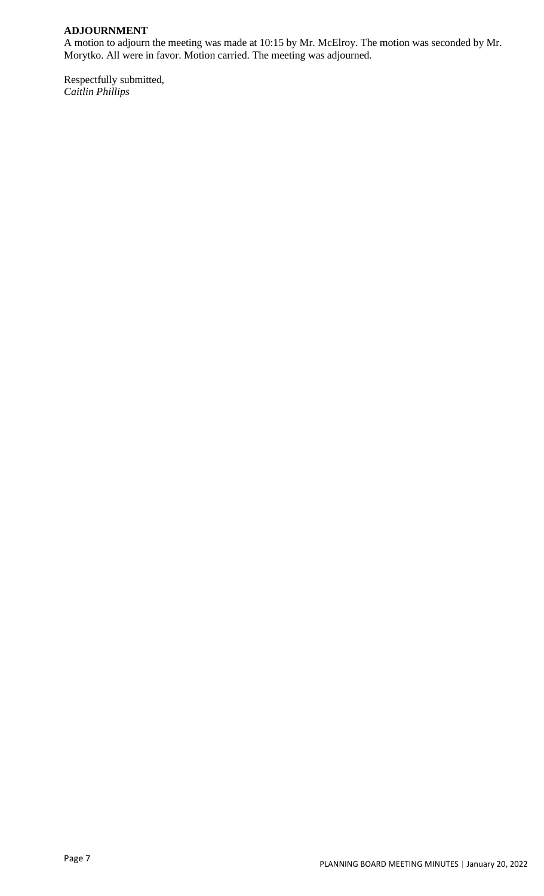**ADJOURNMENT**

A motion to adjourn the meeting was made at 10:15 by Mr. McElroy. The motion was seconded by Mr. Morytko. All were in favor. Motion carried. The meeting was adjourned.

Respectfully submitted,
*Caitlin Phillips*